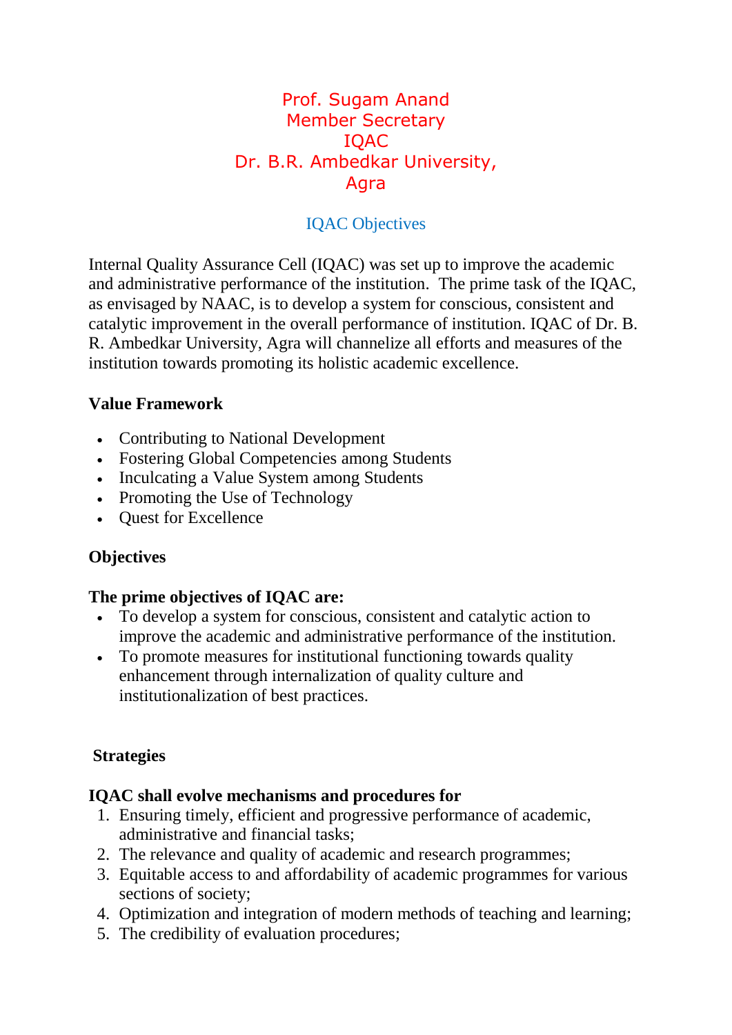Prof. Sugam Anand
Member Secretary
IQAC
Dr. B.R. Ambedkar University,
Agra

## IQAC Objectives

Internal Quality Assurance Cell (IQAC) was set up to improve the academic and administrative performance of the institution. The prime task of the IQAC, as envisaged by NAAC, is to develop a system for conscious, consistent and catalytic improvement in the overall performance of institution. IQAC of Dr. B. R. Ambedkar University, Agra will channelize all efforts and measures of the institution towards promoting its holistic academic excellence.

### Value Framework

- Contributing to National Development
- Fostering Global Competencies among Students
- Inculcating a Value System among Students
- Promoting the Use of Technology
- Quest for Excellence

### Objectives

**The prime objectives of IQAC are:**

- To develop a system for conscious, consistent and catalytic action to improve the academic and administrative performance of the institution.
- To promote measures for institutional functioning towards quality enhancement through internalization of quality culture and institutionalization of best practices.

### Strategies

**IQAC shall evolve mechanisms and procedures for**

1. Ensuring timely, efficient and progressive performance of academic, administrative and financial tasks;
2. The relevance and quality of academic and research programmes;
3. Equitable access to and affordability of academic programmes for various sections of society;
4. Optimization and integration of modern methods of teaching and learning;
5. The credibility of evaluation procedures;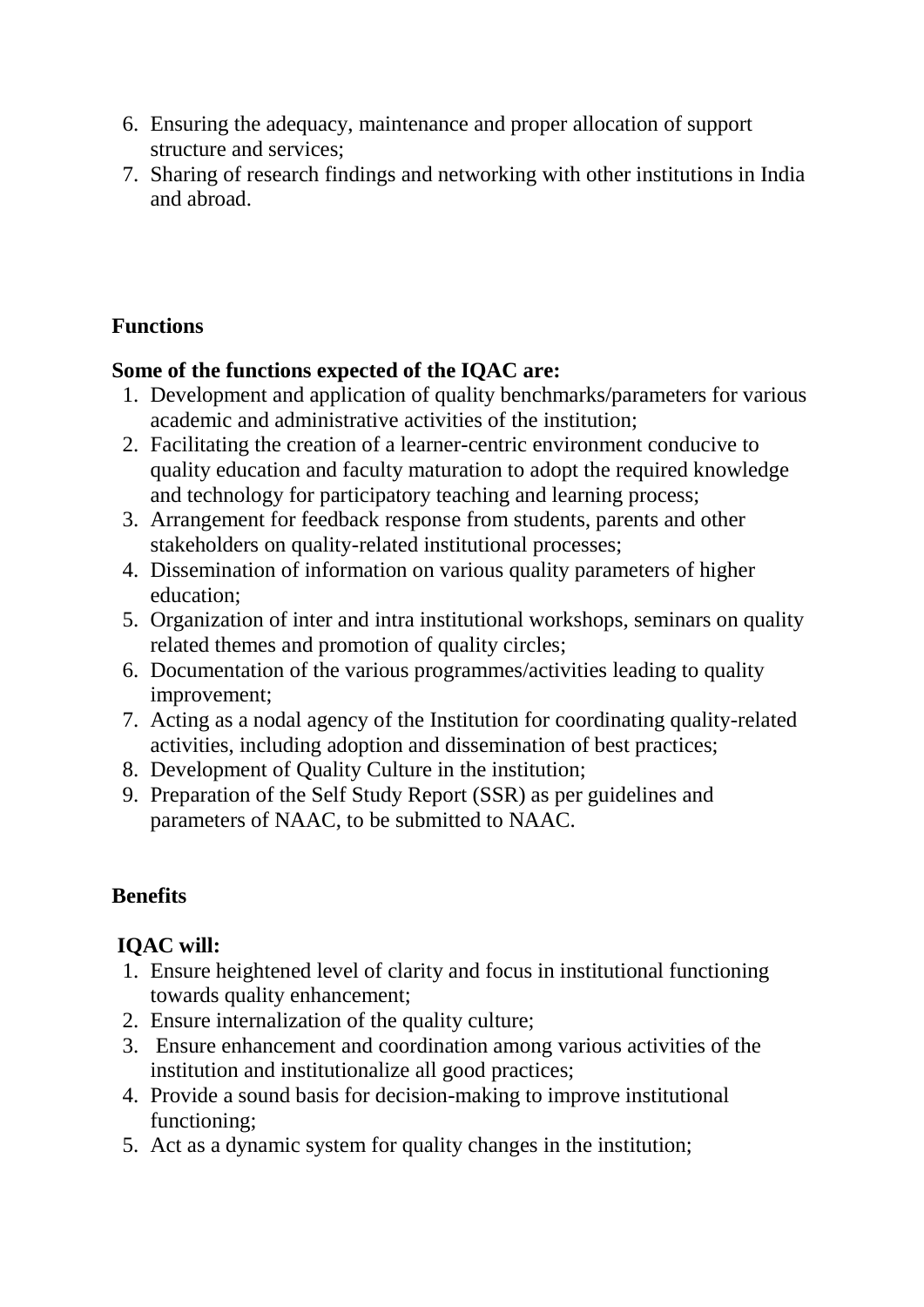6. Ensuring the adequacy, maintenance and proper allocation of support structure and services;
7. Sharing of research findings and networking with other institutions in India and abroad.

**Functions**

**Some of the functions expected of the IQAC are:**

1. Development and application of quality benchmarks/parameters for various academic and administrative activities of the institution;
2. Facilitating the creation of a learner-centric environment conducive to quality education and faculty maturation to adopt the required knowledge and technology for participatory teaching and learning process;
3. Arrangement for feedback response from students, parents and other stakeholders on quality-related institutional processes;
4. Dissemination of information on various quality parameters of higher education;
5. Organization of inter and intra institutional workshops, seminars on quality related themes and promotion of quality circles;
6. Documentation of the various programmes/activities leading to quality improvement;
7. Acting as a nodal agency of the Institution for coordinating quality-related activities, including adoption and dissemination of best practices;
8. Development of Quality Culture in the institution;
9. Preparation of the Self Study Report (SSR) as per guidelines and parameters of NAAC, to be submitted to NAAC.

**Benefits**

**IQAC will:**

1. Ensure heightened level of clarity and focus in institutional functioning towards quality enhancement;
2. Ensure internalization of the quality culture;
3. Ensure enhancement and coordination among various activities of the institution and institutionalize all good practices;
4. Provide a sound basis for decision-making to improve institutional functioning;
5. Act as a dynamic system for quality changes in the institution;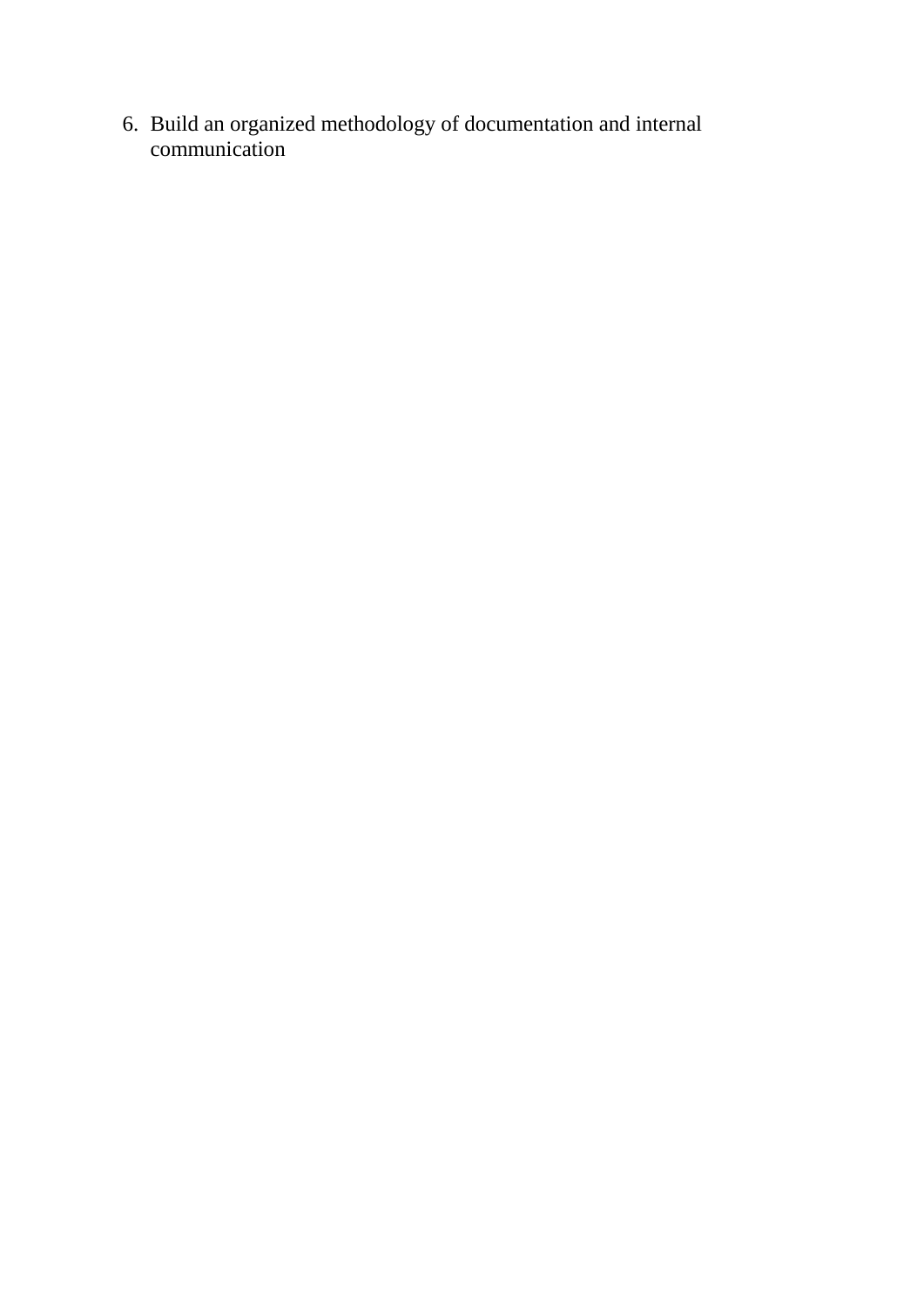6. Build an organized methodology of documentation and internal communication